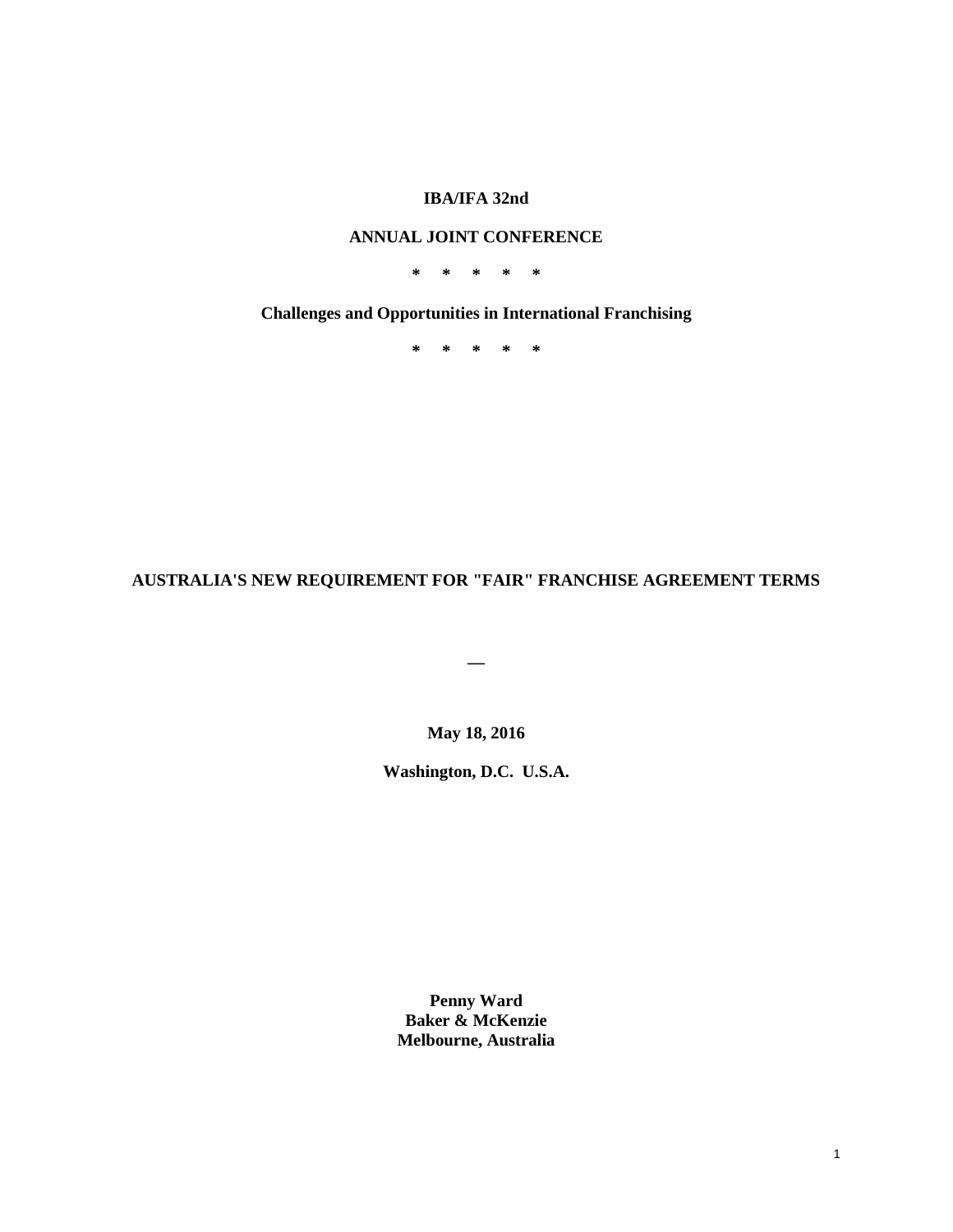**IBA/IFA 32nd**

**ANNUAL JOINT CONFERENCE**

**\*  \*  \*  \*  \***

**Challenges and Opportunities in International Franchising**

**\*  \*  \*  \*  \***

# AUSTRALIA'S NEW REQUIREMENT FOR "FAIR" FRANCHISE AGREEMENT TERMS

**—**

**May 18, 2016**

**Washington, D.C. U.S.A.**

**Penny Ward**
**Baker & McKenzie**
**Melbourne, Australia**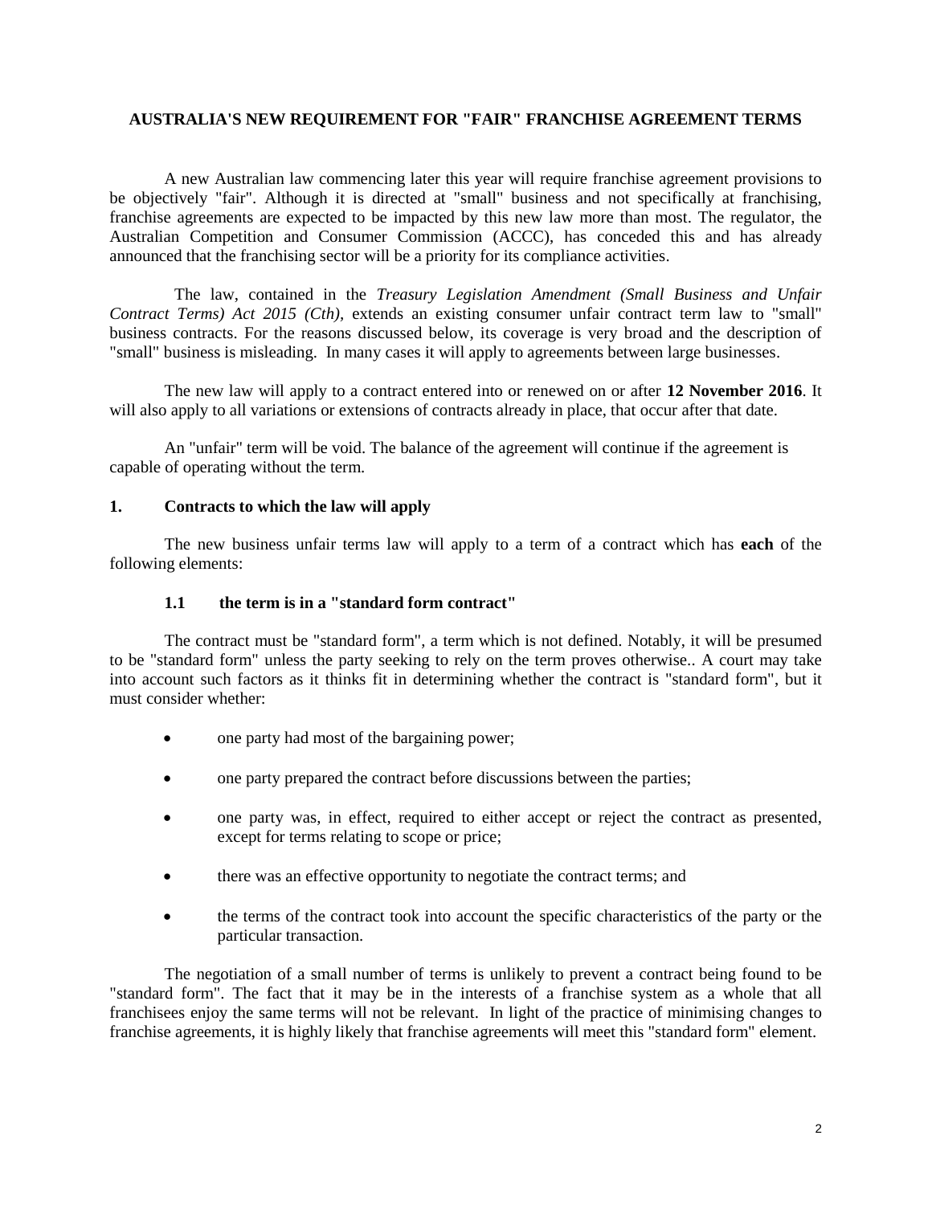## AUSTRALIA'S NEW REQUIREMENT FOR "FAIR" FRANCHISE AGREEMENT TERMS

A new Australian law commencing later this year will require franchise agreement provisions to be objectively "fair". Although it is directed at "small" business and not specifically at franchising, franchise agreements are expected to be impacted by this new law more than most. The regulator, the Australian Competition and Consumer Commission (ACCC), has conceded this and has already announced that the franchising sector will be a priority for its compliance activities.

The law, contained in the *Treasury Legislation Amendment (Small Business and Unfair Contract Terms) Act 2015 (Cth),* extends an existing consumer unfair contract term law to "small" business contracts. For the reasons discussed below, its coverage is very broad and the description of "small" business is misleading. In many cases it will apply to agreements between large businesses.

The new law will apply to a contract entered into or renewed on or after **12 November 2016**. It will also apply to all variations or extensions of contracts already in place, that occur after that date.

An "unfair" term will be void. The balance of the agreement will continue if the agreement is capable of operating without the term.

### 1. Contracts to which the law will apply

The new business unfair terms law will apply to a term of a contract which has **each** of the following elements:

#### 1.1 the term is in a "standard form contract"

The contract must be "standard form", a term which is not defined. Notably, it will be presumed to be "standard form" unless the party seeking to rely on the term proves otherwise.. A court may take into account such factors as it thinks fit in determining whether the contract is "standard form", but it must consider whether:

- one party had most of the bargaining power;
- one party prepared the contract before discussions between the parties;
- one party was, in effect, required to either accept or reject the contract as presented, except for terms relating to scope or price;
- there was an effective opportunity to negotiate the contract terms; and
- the terms of the contract took into account the specific characteristics of the party or the particular transaction.

The negotiation of a small number of terms is unlikely to prevent a contract being found to be "standard form". The fact that it may be in the interests of a franchise system as a whole that all franchisees enjoy the same terms will not be relevant. In light of the practice of minimising changes to franchise agreements, it is highly likely that franchise agreements will meet this "standard form" element.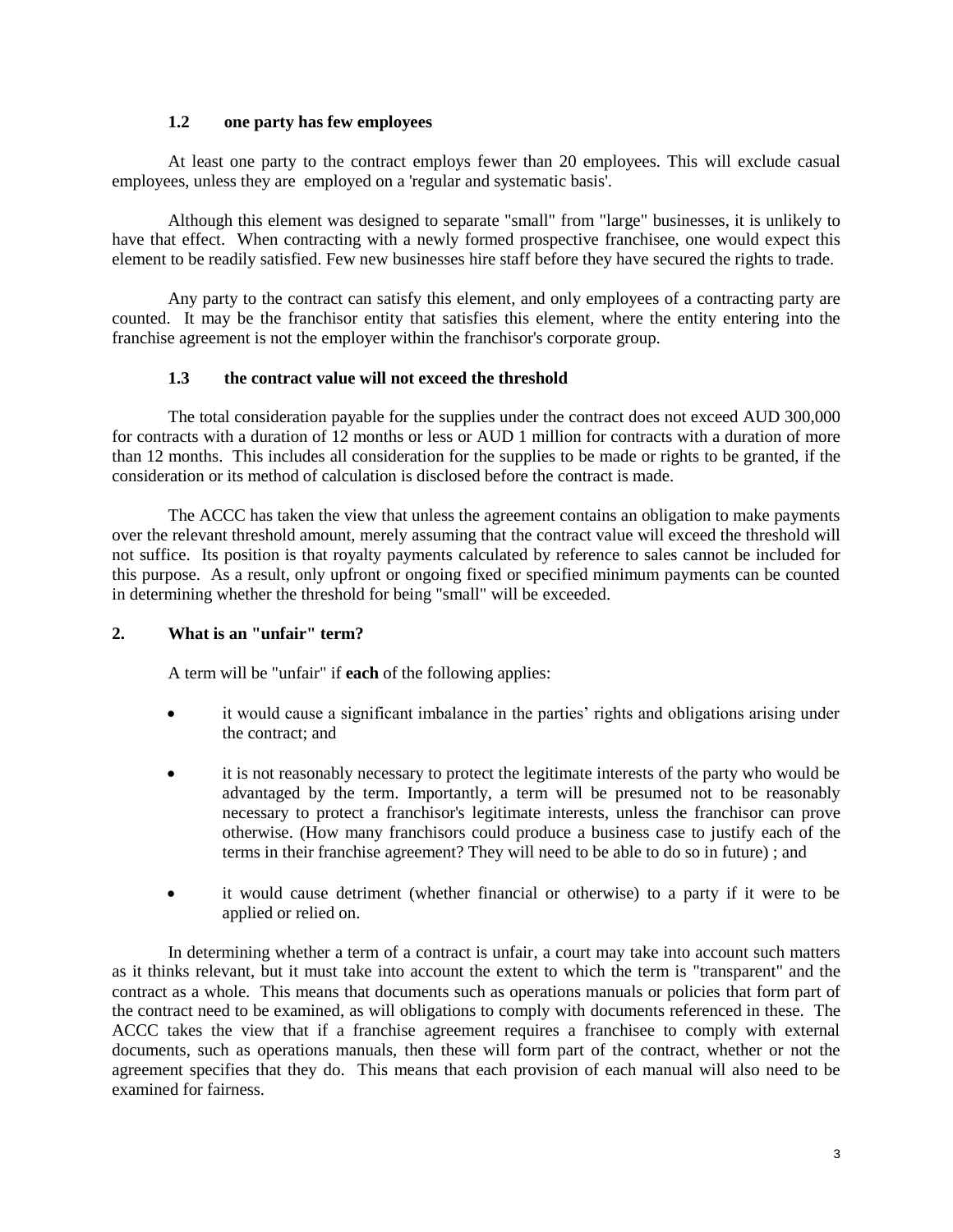### 1.2 one party has few employees

At least one party to the contract employs fewer than 20 employees. This will exclude casual employees, unless they are employed on a 'regular and systematic basis'.

Although this element was designed to separate "small" from "large" businesses, it is unlikely to have that effect. When contracting with a newly formed prospective franchisee, one would expect this element to be readily satisfied. Few new businesses hire staff before they have secured the rights to trade.

Any party to the contract can satisfy this element, and only employees of a contracting party are counted. It may be the franchisor entity that satisfies this element, where the entity entering into the franchise agreement is not the employer within the franchisor's corporate group.

### 1.3 the contract value will not exceed the threshold

The total consideration payable for the supplies under the contract does not exceed AUD 300,000 for contracts with a duration of 12 months or less or AUD 1 million for contracts with a duration of more than 12 months. This includes all consideration for the supplies to be made or rights to be granted, if the consideration or its method of calculation is disclosed before the contract is made.

The ACCC has taken the view that unless the agreement contains an obligation to make payments over the relevant threshold amount, merely assuming that the contract value will exceed the threshold will not suffice. Its position is that royalty payments calculated by reference to sales cannot be included for this purpose. As a result, only upfront or ongoing fixed or specified minimum payments can be counted in determining whether the threshold for being "small" will be exceeded.

## 2. What is an "unfair" term?

A term will be "unfair" if **each** of the following applies:

- it would cause a significant imbalance in the parties' rights and obligations arising under the contract; and
- it is not reasonably necessary to protect the legitimate interests of the party who would be advantaged by the term. Importantly, a term will be presumed not to be reasonably necessary to protect a franchisor's legitimate interests, unless the franchisor can prove otherwise. (How many franchisors could produce a business case to justify each of the terms in their franchise agreement? They will need to be able to do so in future) ; and
- it would cause detriment (whether financial or otherwise) to a party if it were to be applied or relied on.

In determining whether a term of a contract is unfair, a court may take into account such matters as it thinks relevant, but it must take into account the extent to which the term is "transparent" and the contract as a whole. This means that documents such as operations manuals or policies that form part of the contract need to be examined, as will obligations to comply with documents referenced in these. The ACCC takes the view that if a franchise agreement requires a franchisee to comply with external documents, such as operations manuals, then these will form part of the contract, whether or not the agreement specifies that they do. This means that each provision of each manual will also need to be examined for fairness.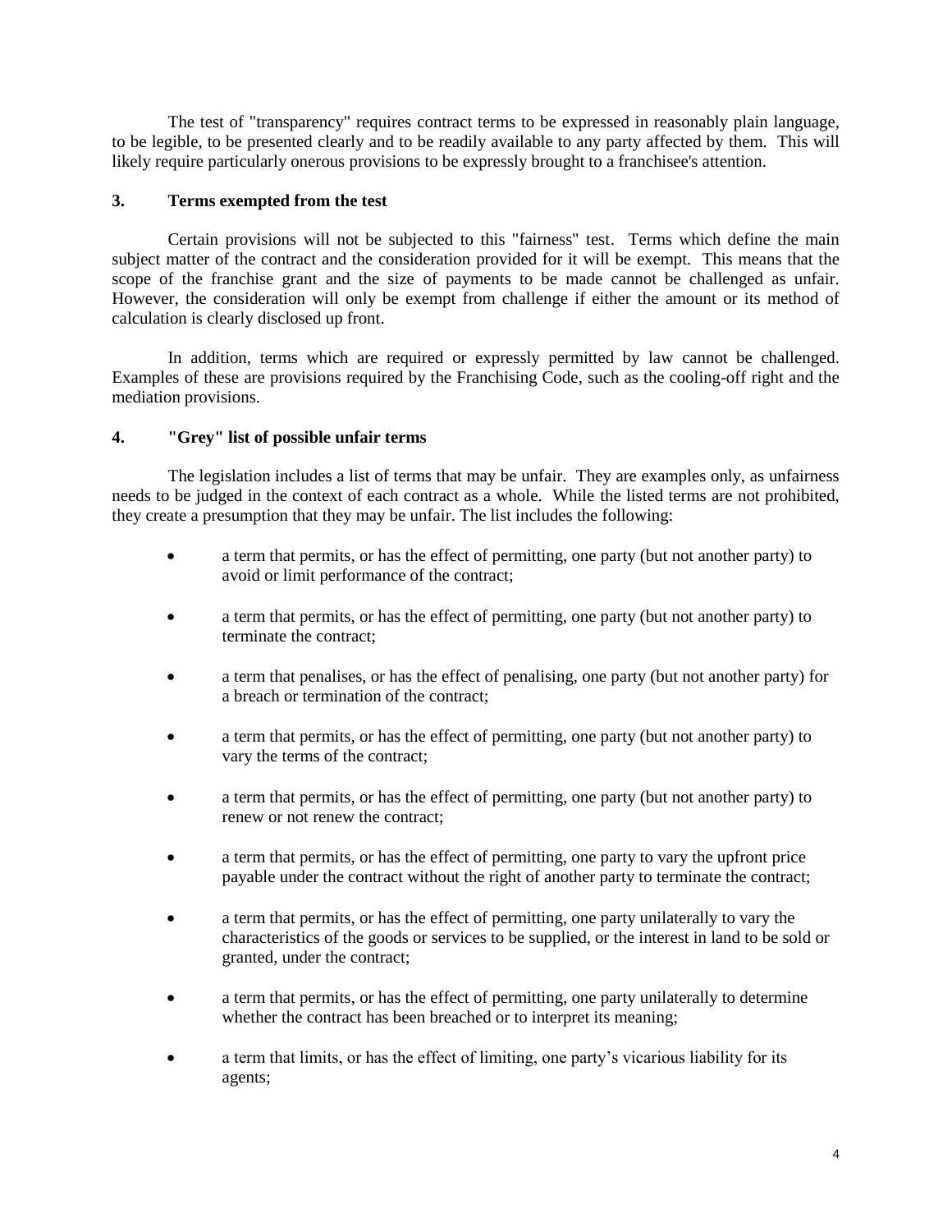The test of "transparency" requires contract terms to be expressed in reasonably plain language, to be legible, to be presented clearly and to be readily available to any party affected by them. This will likely require particularly onerous provisions to be expressly brought to a franchisee's attention.

### 3. Terms exempted from the test

Certain provisions will not be subjected to this "fairness" test. Terms which define the main subject matter of the contract and the consideration provided for it will be exempt. This means that the scope of the franchise grant and the size of payments to be made cannot be challenged as unfair. However, the consideration will only be exempt from challenge if either the amount or its method of calculation is clearly disclosed up front.

In addition, terms which are required or expressly permitted by law cannot be challenged. Examples of these are provisions required by the Franchising Code, such as the cooling-off right and the mediation provisions.

### 4. "Grey" list of possible unfair terms

The legislation includes a list of terms that may be unfair. They are examples only, as unfairness needs to be judged in the context of each contract as a whole. While the listed terms are not prohibited, they create a presumption that they may be unfair. The list includes the following:

- a term that permits, or has the effect of permitting, one party (but not another party) to avoid or limit performance of the contract;
- a term that permits, or has the effect of permitting, one party (but not another party) to terminate the contract;
- a term that penalises, or has the effect of penalising, one party (but not another party) for a breach or termination of the contract;
- a term that permits, or has the effect of permitting, one party (but not another party) to vary the terms of the contract;
- a term that permits, or has the effect of permitting, one party (but not another party) to renew or not renew the contract;
- a term that permits, or has the effect of permitting, one party to vary the upfront price payable under the contract without the right of another party to terminate the contract;
- a term that permits, or has the effect of permitting, one party unilaterally to vary the characteristics of the goods or services to be supplied, or the interest in land to be sold or granted, under the contract;
- a term that permits, or has the effect of permitting, one party unilaterally to determine whether the contract has been breached or to interpret its meaning;
- a term that limits, or has the effect of limiting, one party's vicarious liability for its agents;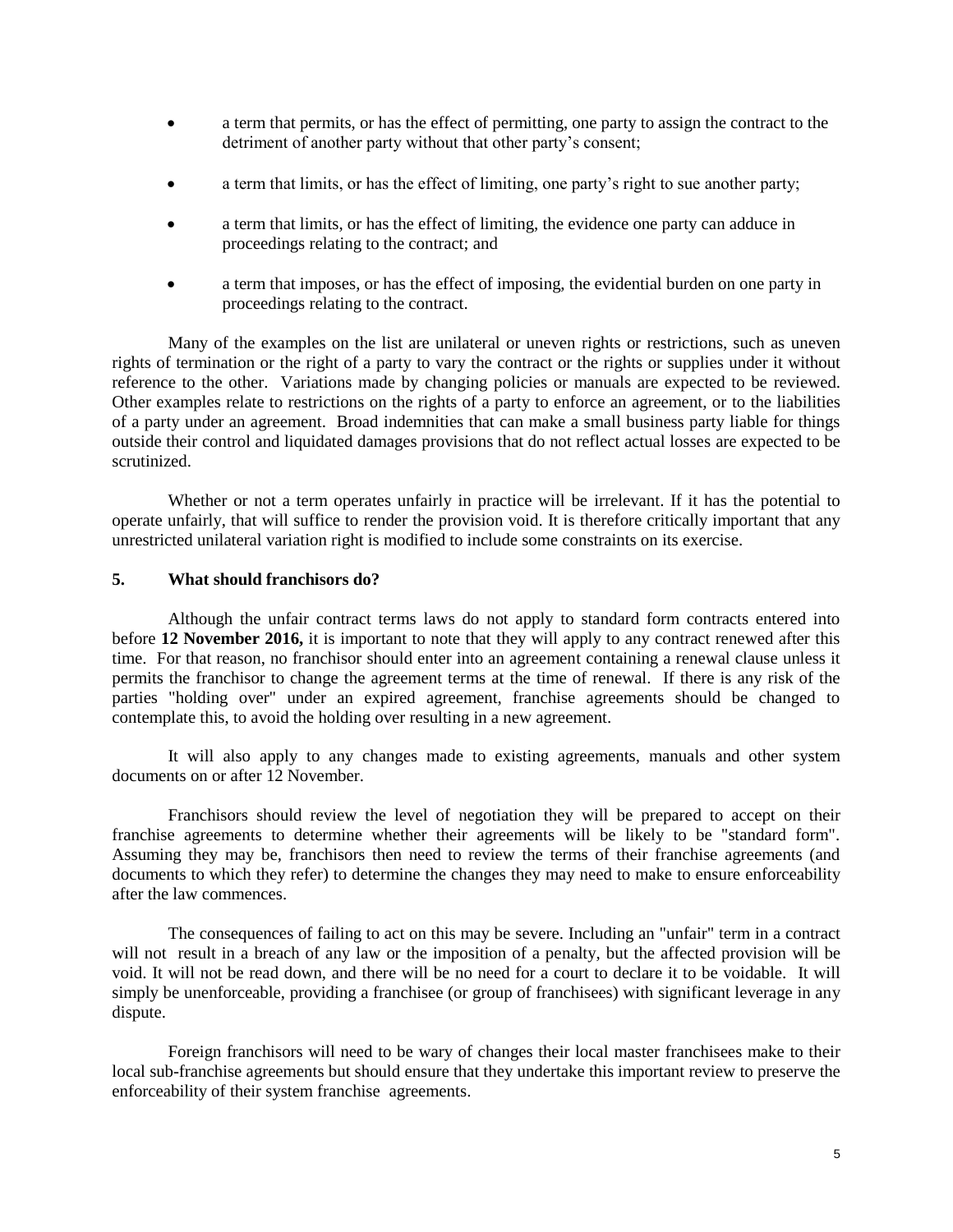- a term that permits, or has the effect of permitting, one party to assign the contract to the detriment of another party without that other party's consent;
- a term that limits, or has the effect of limiting, one party's right to sue another party;
- a term that limits, or has the effect of limiting, the evidence one party can adduce in proceedings relating to the contract; and
- a term that imposes, or has the effect of imposing, the evidential burden on one party in proceedings relating to the contract.

Many of the examples on the list are unilateral or uneven rights or restrictions, such as uneven rights of termination or the right of a party to vary the contract or the rights or supplies under it without reference to the other. Variations made by changing policies or manuals are expected to be reviewed. Other examples relate to restrictions on the rights of a party to enforce an agreement, or to the liabilities of a party under an agreement. Broad indemnities that can make a small business party liable for things outside their control and liquidated damages provisions that do not reflect actual losses are expected to be scrutinized.

Whether or not a term operates unfairly in practice will be irrelevant. If it has the potential to operate unfairly, that will suffice to render the provision void. It is therefore critically important that any unrestricted unilateral variation right is modified to include some constraints on its exercise.

## 5. What should franchisors do?

Although the unfair contract terms laws do not apply to standard form contracts entered into before **12 November 2016,** it is important to note that they will apply to any contract renewed after this time. For that reason, no franchisor should enter into an agreement containing a renewal clause unless it permits the franchisor to change the agreement terms at the time of renewal. If there is any risk of the parties "holding over" under an expired agreement, franchise agreements should be changed to contemplate this, to avoid the holding over resulting in a new agreement.

It will also apply to any changes made to existing agreements, manuals and other system documents on or after 12 November.

Franchisors should review the level of negotiation they will be prepared to accept on their franchise agreements to determine whether their agreements will be likely to be "standard form". Assuming they may be, franchisors then need to review the terms of their franchise agreements (and documents to which they refer) to determine the changes they may need to make to ensure enforceability after the law commences.

The consequences of failing to act on this may be severe. Including an "unfair" term in a contract will not result in a breach of any law or the imposition of a penalty, but the affected provision will be void. It will not be read down, and there will be no need for a court to declare it to be voidable. It will simply be unenforceable, providing a franchisee (or group of franchisees) with significant leverage in any dispute.

Foreign franchisors will need to be wary of changes their local master franchisees make to their local sub-franchise agreements but should ensure that they undertake this important review to preserve the enforceability of their system franchise agreements.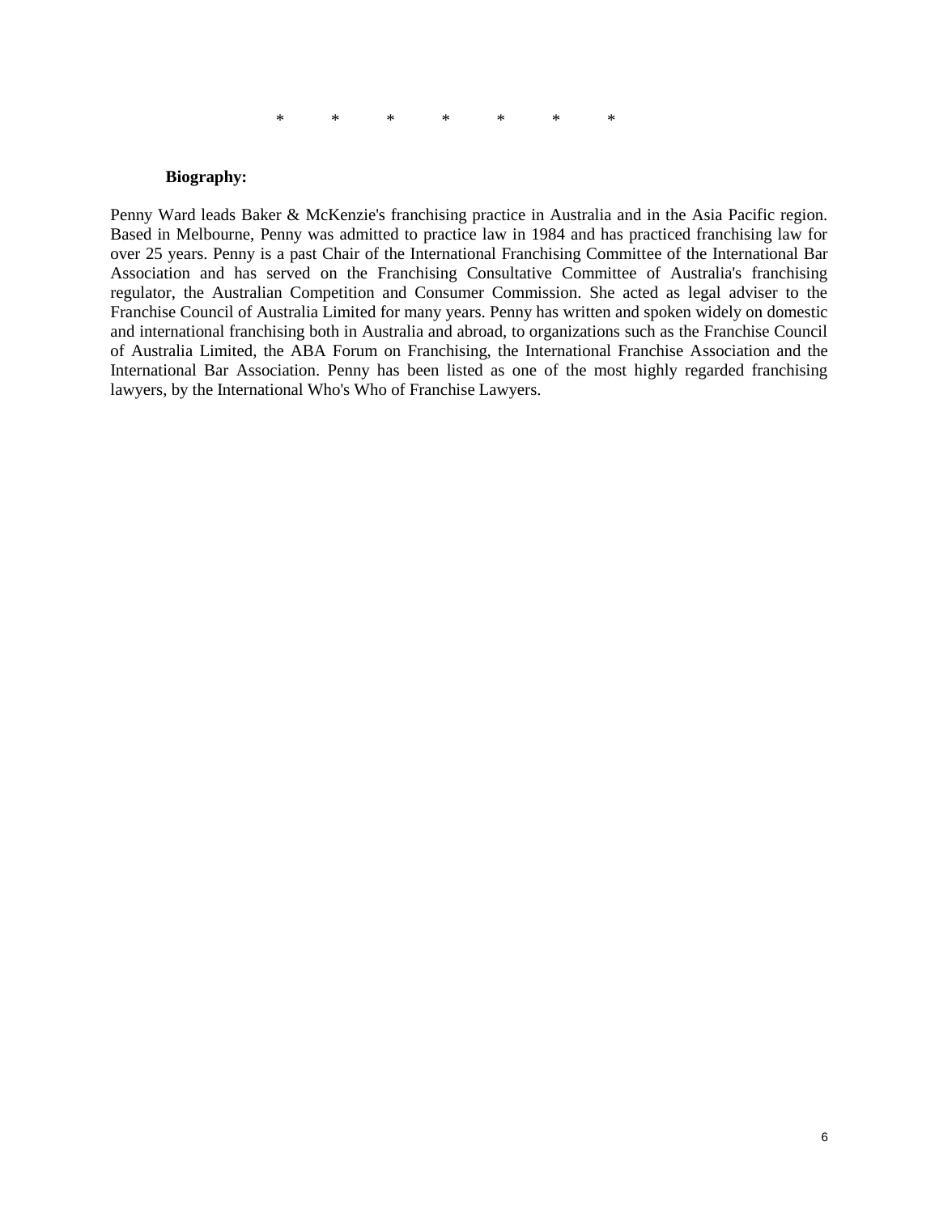\*        \*        \*        \*        \*        \*        \*

**Biography:**

Penny Ward leads Baker & McKenzie's franchising practice in Australia and in the Asia Pacific region. Based in Melbourne, Penny was admitted to practice law in 1984 and has practiced franchising law for over 25 years. Penny is a past Chair of the International Franchising Committee of the International Bar Association and has served on the Franchising Consultative Committee of Australia's franchising regulator, the Australian Competition and Consumer Commission. She acted as legal adviser to the Franchise Council of Australia Limited for many years. Penny has written and spoken widely on domestic and international franchising both in Australia and abroad, to organizations such as the Franchise Council of Australia Limited, the ABA Forum on Franchising, the International Franchise Association and the International Bar Association. Penny has been listed as one of the most highly regarded franchising lawyers, by the International Who's Who of Franchise Lawyers.